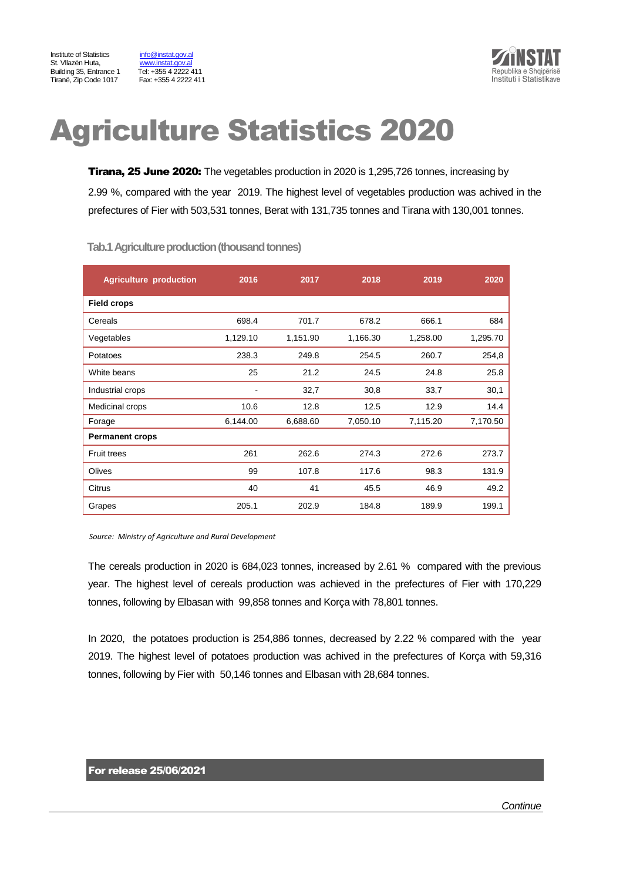Institute of Statistics
St. Vllazën Huta,
Building 35, Entrance 1
Tiranë, Zip Code 1017

info@instat.gov.al
www.instat.gov.al
Tel: +355 4 2222 411
Fax: +355 4 2222 411

# Agriculture Statistics 2020

**Tirana, 25 June 2020:** The vegetables production in 2020 is 1,295,726 tonnes, increasing by 2.99 %, compared with the year 2019. The highest level of vegetables production was achived in the prefectures of Fier with 503,531 tonnes, Berat with 131,735 tonnes and Tirana with 130,001 tonnes.

**Tab.1 Agriculture production (thousand tonnes)**

| Agriculture production | 2016 | 2017 | 2018 | 2019 | 2020 |
|---|---|---|---|---|---|
| **Field crops** | | | | | |
| Cereals | 698.4 | 701.7 | 678.2 | 666.1 | 684 |
| Vegetables | 1,129.10 | 1,151.90 | 1,166.30 | 1,258.00 | 1,295.70 |
| Potatoes | 238.3 | 249.8 | 254.5 | 260.7 | 254,8 |
| White beans | 25 | 21.2 | 24.5 | 24.8 | 25.8 |
| Industrial crops | - | 32,7 | 30,8 | 33,7 | 30,1 |
| Medicinal crops | 10.6 | 12.8 | 12.5 | 12.9 | 14.4 |
| Forage | 6,144.00 | 6,688.60 | 7,050.10 | 7,115.20 | 7,170.50 |
| **Permanent crops** | | | | | |
| Fruit trees | 261 | 262.6 | 274.3 | 272.6 | 273.7 |
| Olives | 99 | 107.8 | 117.6 | 98.3 | 131.9 |
| Citrus | 40 | 41 | 45.5 | 46.9 | 49.2 |
| Grapes | 205.1 | 202.9 | 184.8 | 189.9 | 199.1 |

*Source: Ministry of Agriculture and Rural Development*

The cereals production in 2020 is 684,023 tonnes, increased by 2.61 % compared with the previous year. The highest level of cereals production was achieved in the prefectures of Fier with 170,229 tonnes, following by Elbasan with 99,858 tonnes and Korça with 78,801 tonnes.

In 2020, the potatoes production is 254,886 tonnes, decreased by 2.22 % compared with the year 2019. The highest level of potatoes production was achived in the prefectures of Korça with 59,316 tonnes, following by Fier with 50,146 tonnes and Elbasan with 28,684 tonnes.

**For release 25/06/2021**

*Continue*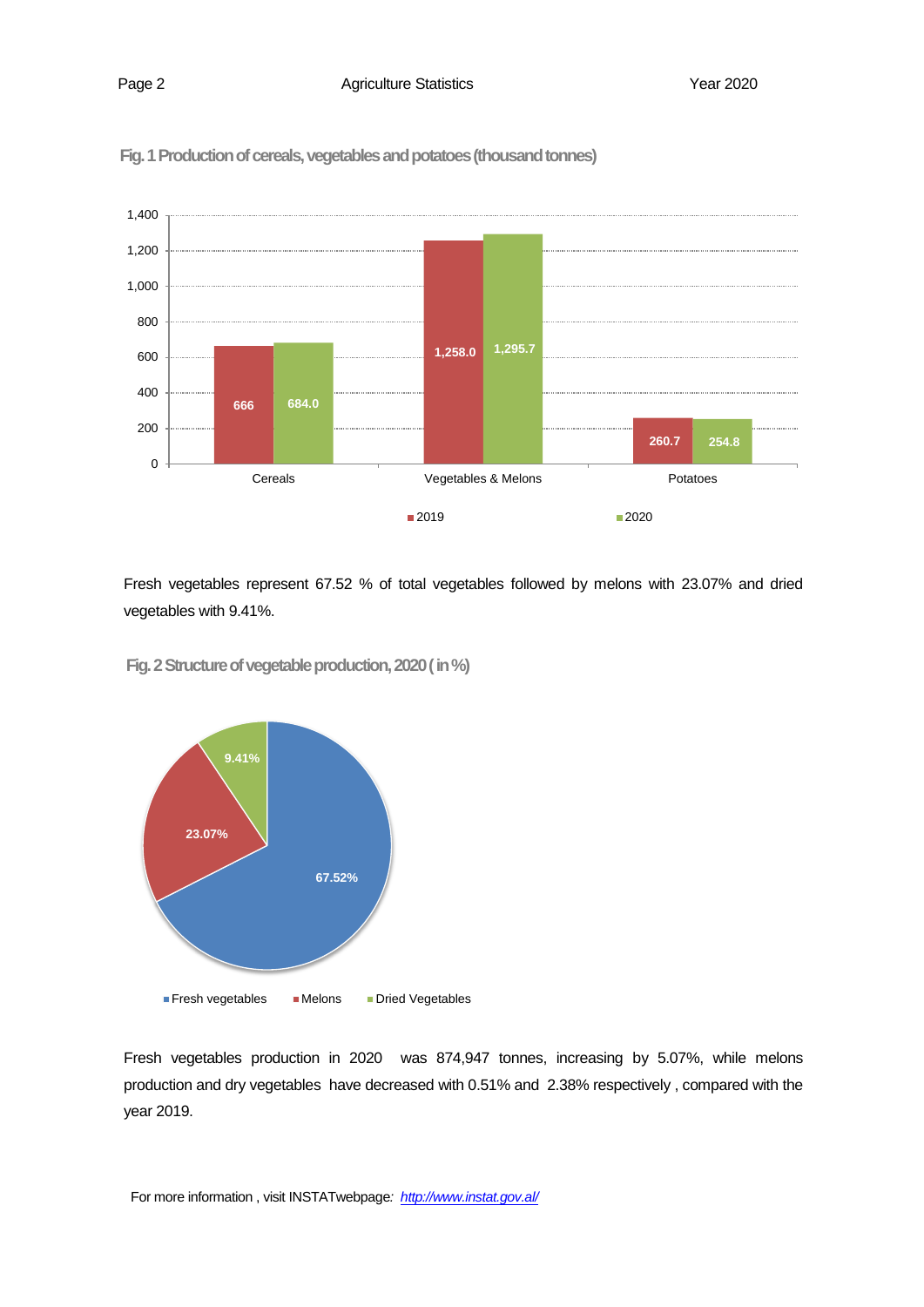**Fig. 1 Production of cereals, vegetables and potatoes (thousand tonnes)**

| | 2019 | 2020 |
|---|---|---|
| Cereals | 666 | 684.0 |
| Vegetables & Melons | 1,258.0 | 1,295.7 |
| Potatoes | 260.7 | 254.8 |

Fresh vegetables represent 67.52 % of total vegetables followed by melons with 23.07% and dried vegetables with 9.41%.

**Fig. 2 Structure of vegetable production, 2020 ( in %)**

| | % |
|---|---|
| Fresh vegetables | 67.52% |
| Melons | 23.07% |
| Dried Vegetables | 9.41% |

Fresh vegetables production in 2020 was 874,947 tonnes, increasing by 5.07%, while melons production and dry vegetables have decreased with 0.51% and 2.38% respectively , compared with the year 2019.

For more information , visit INSTATwebpage: http://www.instat.gov.al/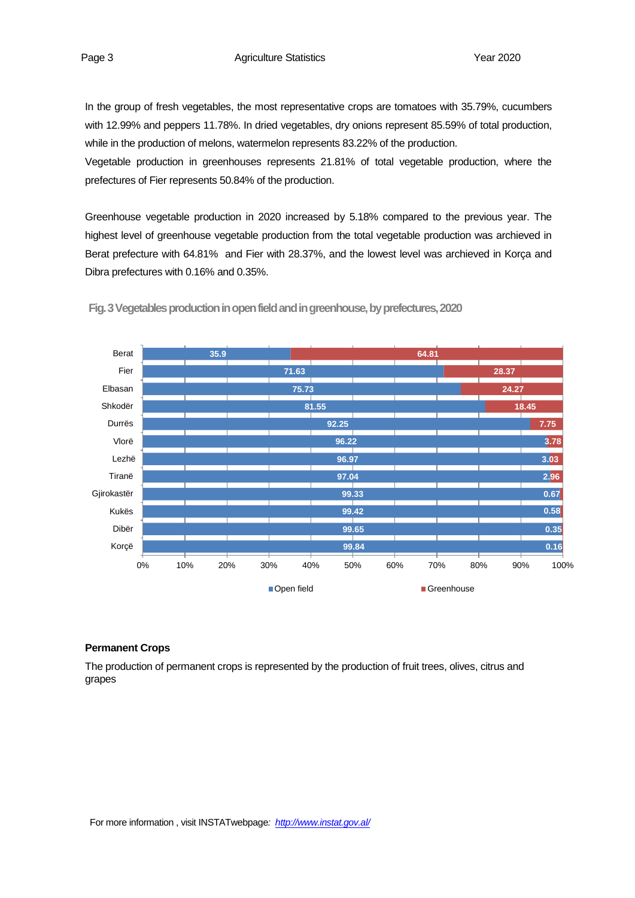In the group of fresh vegetables, the most representative crops are tomatoes with 35.79%, cucumbers with 12.99% and peppers 11.78%. In dried vegetables, dry onions represent 85.59% of total production, while in the production of melons, watermelon represents 83.22% of the production.

Vegetable production in greenhouses represents 21.81% of total vegetable production, where the prefectures of Fier represents 50.84% of the production.

Greenhouse vegetable production in 2020 increased by 5.18% compared to the previous year. The highest level of greenhouse vegetable production from the total vegetable production was archieved in Berat prefecture with 64.81% and Fier with 28.37%, and the lowest level was archieved in Korça and Dibra prefectures with 0.16% and 0.35%.

**Fig. 3 Vegetables production in open field and in greenhouse, by prefectures, 2020**

| Prefecture | Open field | Greenhouse |
|---|---|---|
| Berat | 35.9 | 64.81 |
| Fier | 71.63 | 28.37 |
| Elbasan | 75.73 | 24.27 |
| Shkodër | 81.55 | 18.45 |
| Durrës | 92.25 | 7.75 |
| Vlorë | 96.22 | 3.78 |
| Lezhë | 96.97 | 3.03 |
| Tiranë | 97.04 | 2.96 |
| Gjirokastër | 99.33 | 0.67 |
| Kukës | 99.42 | 0.58 |
| Dibër | 99.65 | 0.35 |
| Korçë | 99.84 | 0.16 |

### Permanent Crops

The production of permanent crops is represented by the production of fruit trees, olives, citrus and grapes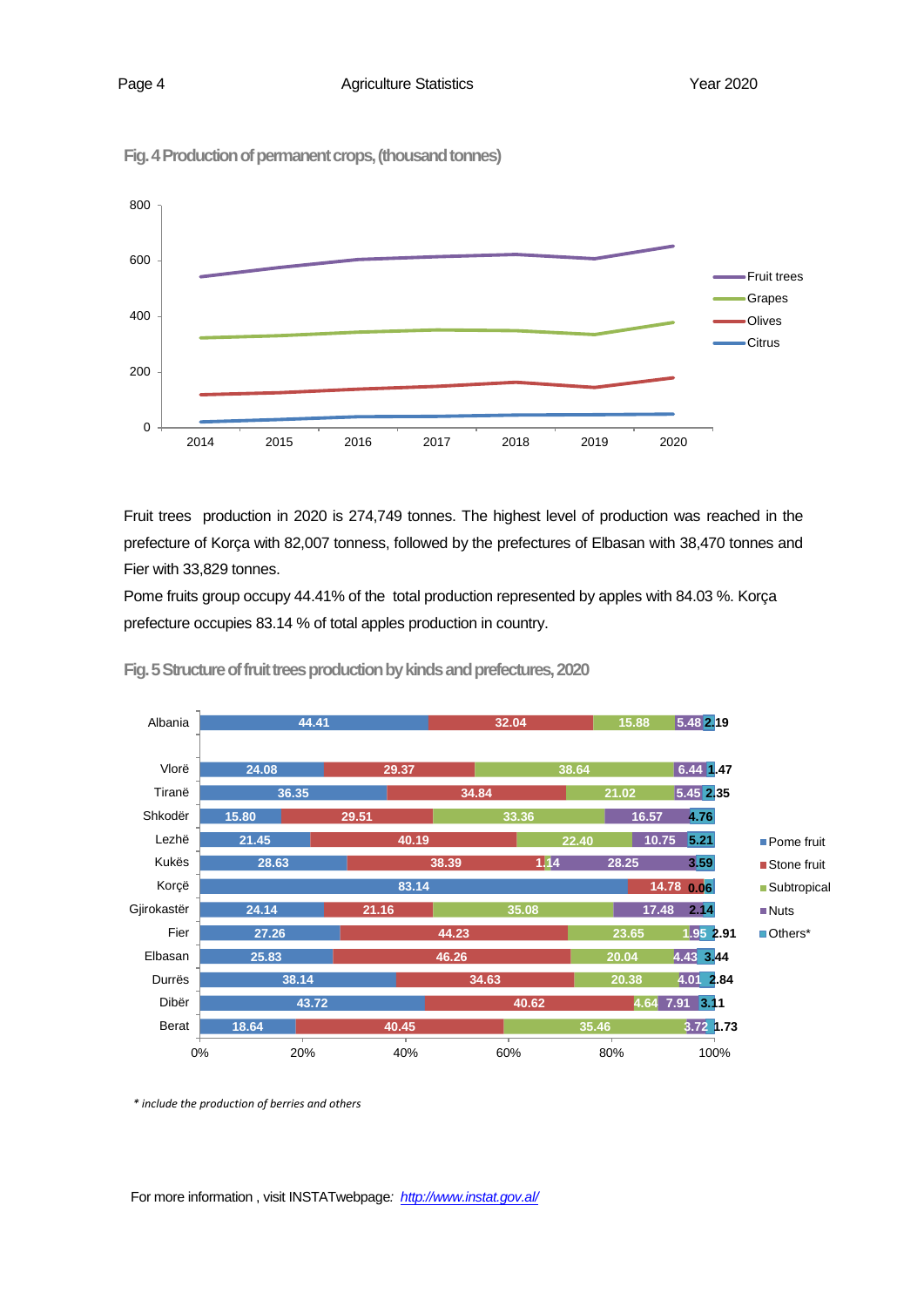Fig. 4 Production of permanent crops, (thousand tonnes)

Fruit trees production in 2020 is 274,749 tonnes. The highest level of production was reached in the prefecture of Korça with 82,007 tonness, followed by the prefectures of Elbasan with 38,470 tonnes and Fier with 33,829 tonnes.

Pome fruits group occupy 44.41% of the total production represented by apples with 84.03 %. Korça prefecture occupies 83.14 % of total apples production in country.

Fig. 5 Structure of fruit trees production by kinds and prefectures, 2020

*\* include the production of berries and others*

For more information , visit INSTATwebpage: http://www.instat.gov.al/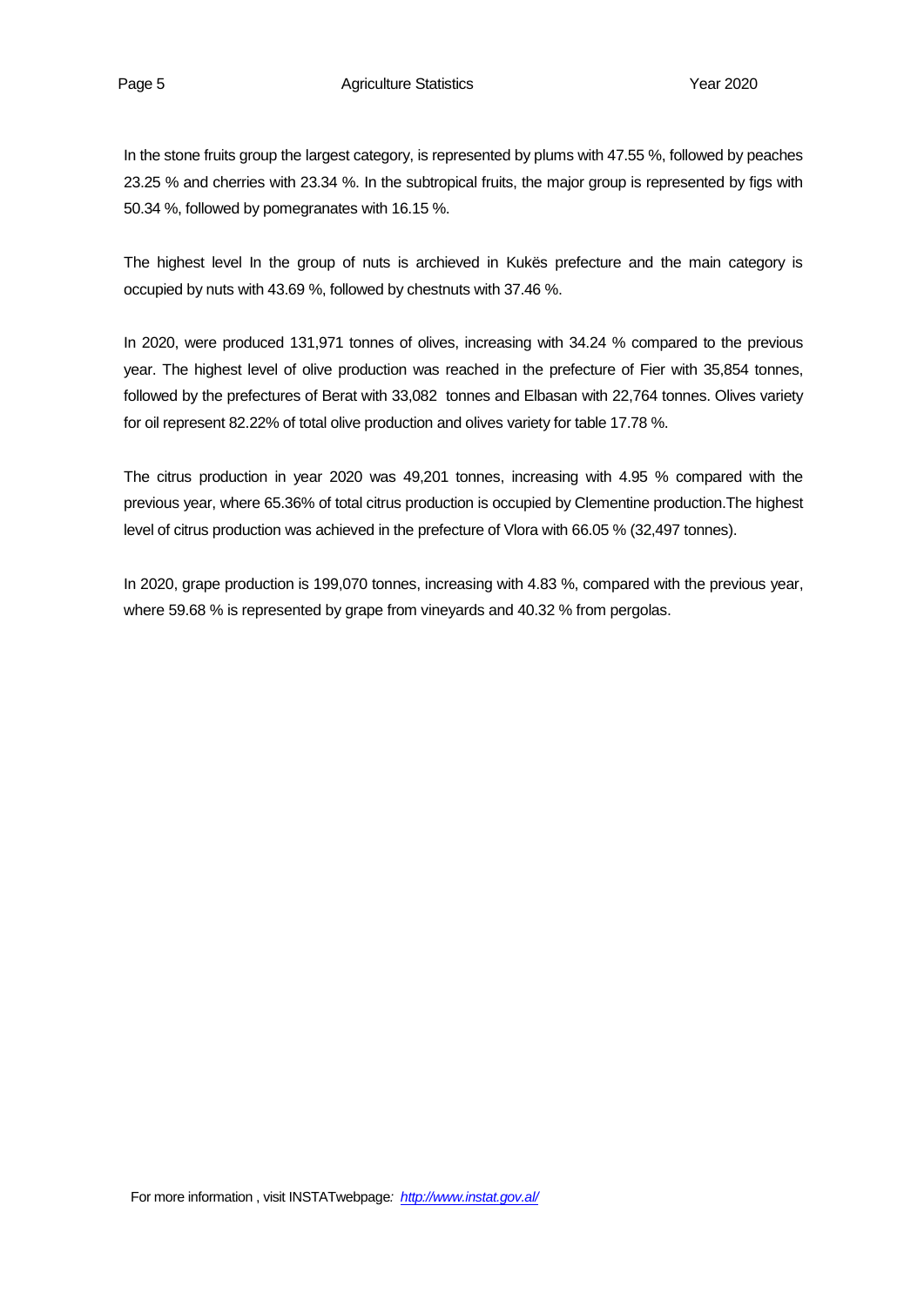In the stone fruits group the largest category, is represented by plums with 47.55 %, followed by peaches 23.25 % and cherries with 23.34 %. In the subtropical fruits, the major group is represented by figs with 50.34 %, followed by pomegranates with 16.15 %.

The highest level In the group of nuts is archieved in Kukës prefecture and the main category is occupied by nuts with 43.69 %, followed by chestnuts with 37.46 %.

In 2020, were produced 131,971 tonnes of olives, increasing with 34.24 % compared to the previous year. The highest level of olive production was reached in the prefecture of Fier with 35,854 tonnes, followed by the prefectures of Berat with 33,082 tonnes and Elbasan with 22,764 tonnes. Olives variety for oil represent 82.22% of total olive production and olives variety for table 17.78 %.

The citrus production in year 2020 was 49,201 tonnes, increasing with 4.95 % compared with the previous year, where 65.36% of total citrus production is occupied by Clementine production.The highest level of citrus production was achieved in the prefecture of Vlora with 66.05 % (32,497 tonnes).

In 2020, grape production is 199,070 tonnes, increasing with 4.83 %, compared with the previous year, where 59.68 % is represented by grape from vineyards and 40.32 % from pergolas.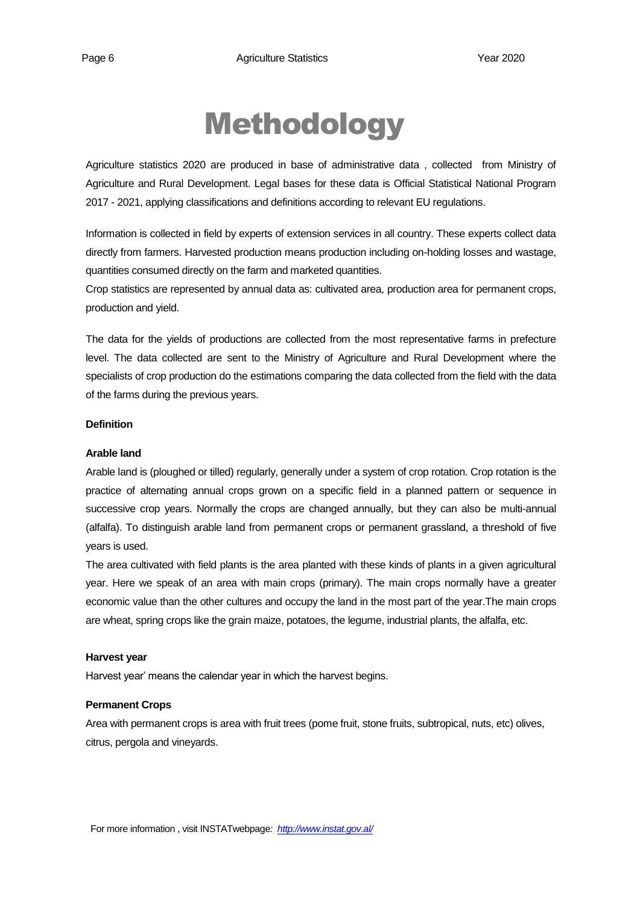# Methodology

Agriculture statistics 2020 are produced in base of administrative data , collected from Ministry of Agriculture and Rural Development. Legal bases for these data is Official Statistical National Program 2017 - 2021, applying classifications and definitions according to relevant EU regulations.

Information is collected in field by experts of extension services in all country. These experts collect data directly from farmers. Harvested production means production including on-holding losses and wastage, quantities consumed directly on the farm and marketed quantities.

Crop statistics are represented by annual data as: cultivated area, production area for permanent crops, production and yield.

The data for the yields of productions are collected from the most representative farms in prefecture level. The data collected are sent to the Ministry of Agriculture and Rural Development where the specialists of crop production do the estimations comparing the data collected from the field with the data of the farms during the previous years.

**Definition**

**Arable land**

Arable land is (ploughed or tilled) regularly, generally under a system of crop rotation. Crop rotation is the practice of alternating annual crops grown on a specific field in a planned pattern or sequence in successive crop years. Normally the crops are changed annually, but they can also be multi-annual (alfalfa). To distinguish arable land from permanent crops or permanent grassland, a threshold of five years is used.

The area cultivated with field plants is the area planted with these kinds of plants in a given agricultural year. Here we speak of an area with main crops (primary). The main crops normally have a greater economic value than the other cultures and occupy the land in the most part of the year.The main crops are wheat, spring crops like the grain maize, potatoes, the legume, industrial plants, the alfalfa, etc.

**Harvest year**

Harvest year' means the calendar year in which the harvest begins.

**Permanent Crops**

Area with permanent crops is area with fruit trees (pome fruit, stone fruits, subtropical, nuts, etc) olives, citrus, pergola and vineyards.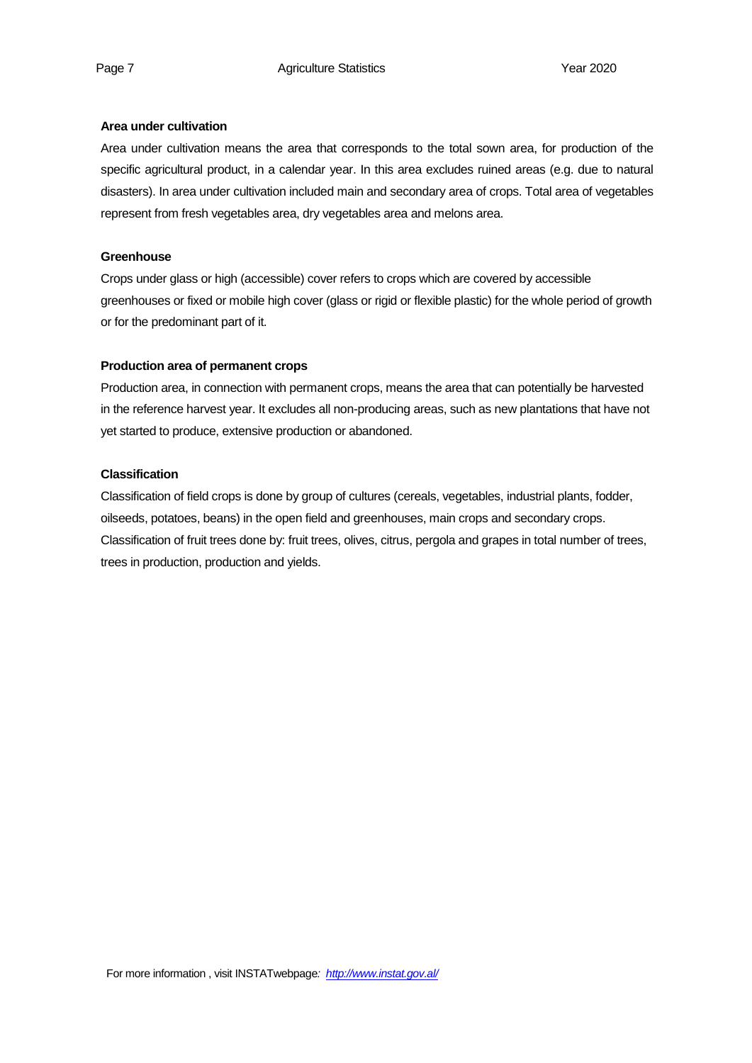**Area under cultivation**

Area under cultivation means the area that corresponds to the total sown area, for production of the specific agricultural product, in a calendar year. In this area excludes ruined areas (e.g. due to natural disasters). In area under cultivation included main and secondary area of crops. Total area of vegetables represent from fresh vegetables area, dry vegetables area and melons area.

**Greenhouse**

Crops under glass or high (accessible) cover refers to crops which are covered by accessible greenhouses or fixed or mobile high cover (glass or rigid or flexible plastic) for the whole period of growth or for the predominant part of it.

**Production area of permanent crops**

Production area, in connection with permanent crops, means the area that can potentially be harvested in the reference harvest year. It excludes all non-producing areas, such as new plantations that have not yet started to produce, extensive production or abandoned.

**Classification**

Classification of field crops is done by group of cultures (cereals, vegetables, industrial plants, fodder, oilseeds, potatoes, beans) in the open field and greenhouses, main crops and secondary crops. Classification of fruit trees done by: fruit trees, olives, citrus, pergola and grapes in total number of trees, trees in production, production and yields.

For more information , visit INSTATwebpage: *http://www.instat.gov.al/*